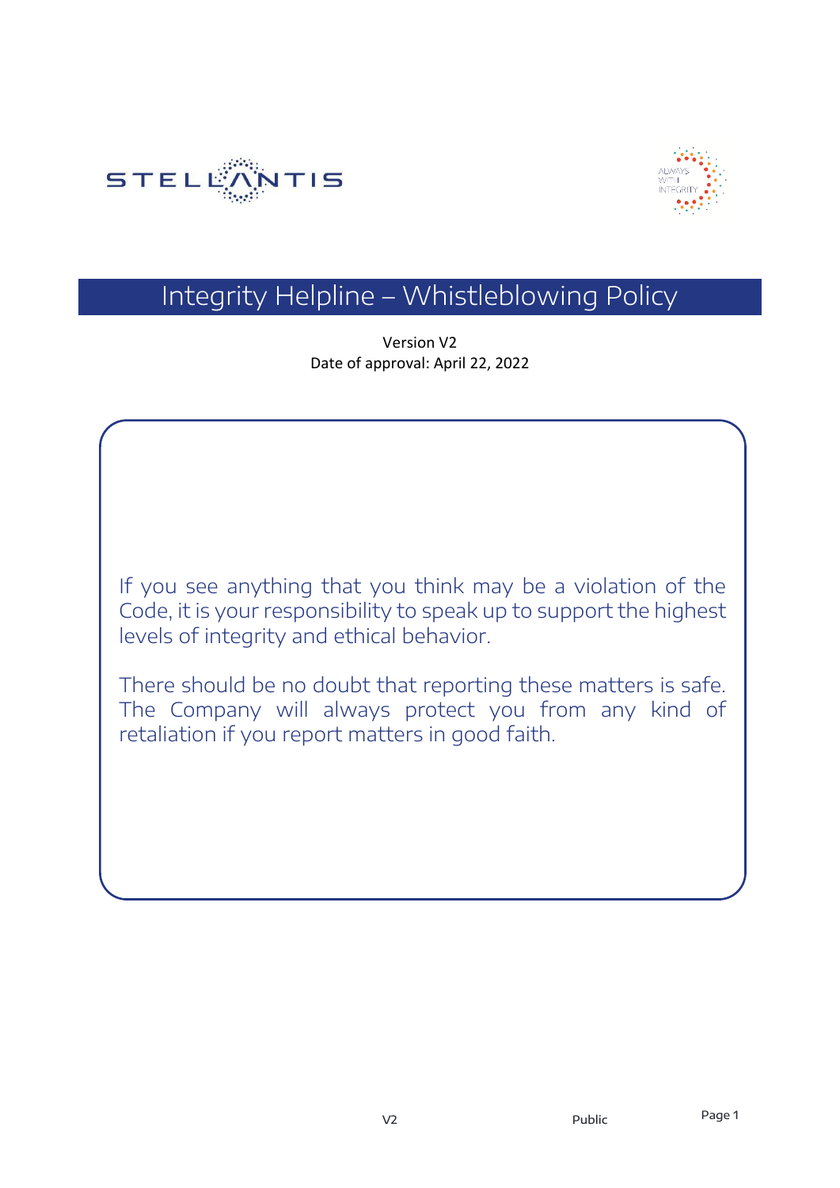# Integrity Helpline – Whistleblowing Policy

Version V2
Date of approval: April 22, 2022

If you see anything that you think may be a violation of the Code, it is your responsibility to speak up to support the highest levels of integrity and ethical behavior.

There should be no doubt that reporting these matters is safe. The Company will always protect you from any kind of retaliation if you report matters in good faith.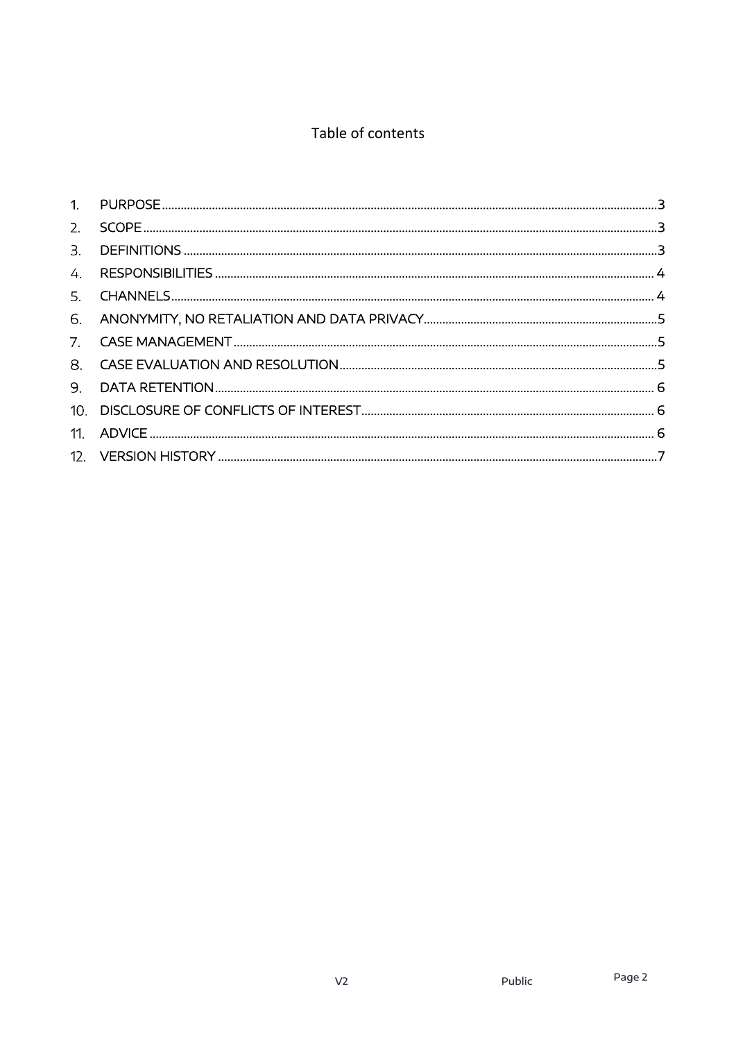# Table of contents

1. PURPOSE ........ 3
2. SCOPE ........ 3
3. DEFINITIONS ........ 3
4. RESPONSIBILITIES ........ 4
5. CHANNELS ........ 4
6. ANONYMITY, NO RETALIATION AND DATA PRIVACY ........ 5
7. CASE MANAGEMENT ........ 5
8. CASE EVALUATION AND RESOLUTION ........ 5
9. DATA RETENTION ........ 6
10. DISCLOSURE OF CONFLICTS OF INTEREST ........ 6
11. ADVICE ........ 6
12. VERSION HISTORY ........ 7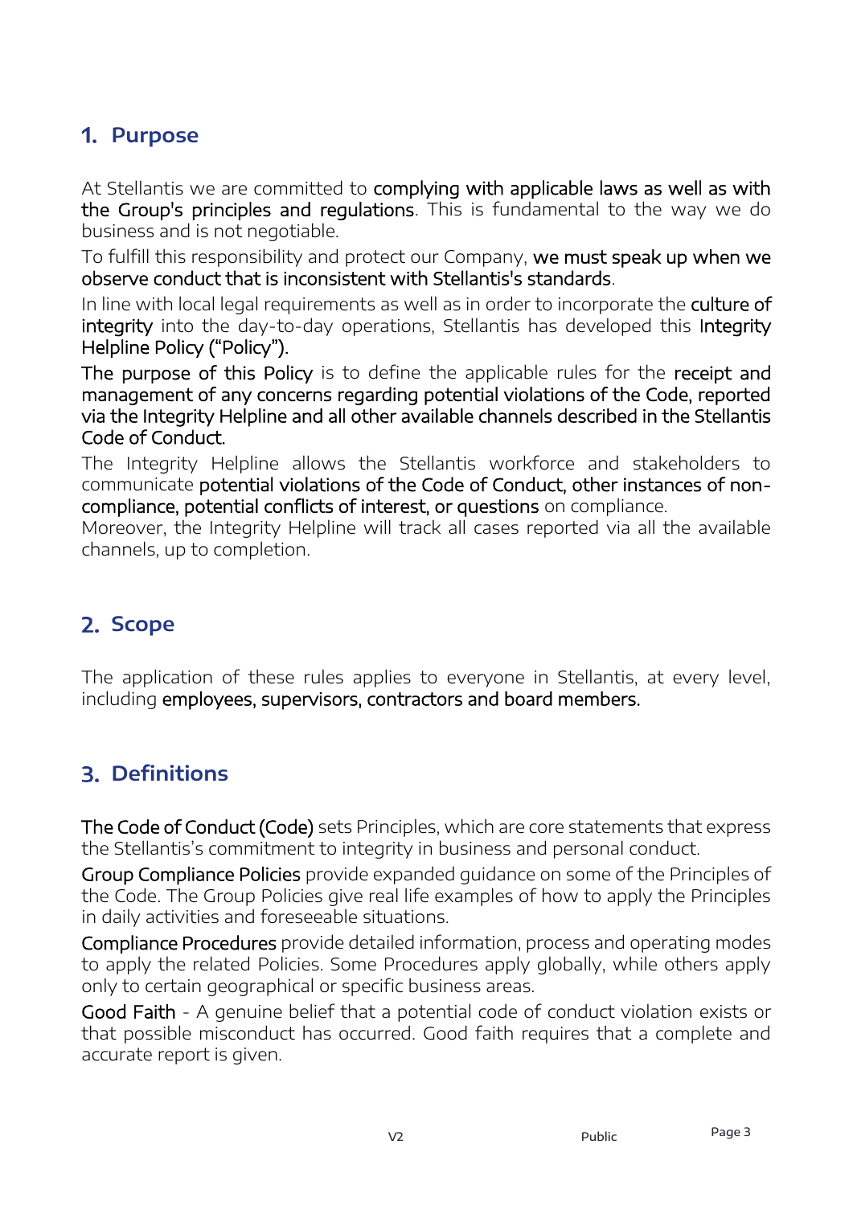## 1. Purpose

At Stellantis we are committed to **complying with applicable laws as well as with the Group's principles and regulations**. This is fundamental to the way we do business and is not negotiable.

To fulfill this responsibility and protect our Company, **we must speak up when we observe conduct that is inconsistent with Stellantis's standards**.

In line with local legal requirements as well as in order to incorporate the **culture of integrity** into the day-to-day operations, Stellantis has developed this **Integrity Helpline Policy ("Policy").**

**The purpose of this Policy** is to define the applicable rules for the **receipt and management of any concerns regarding potential violations of the Code, reported via the Integrity Helpline and all other available channels described in the Stellantis Code of Conduct.**

The Integrity Helpline allows the Stellantis workforce and stakeholders to communicate **potential violations of the Code of Conduct, other instances of non-compliance, potential conflicts of interest, or questions** on compliance.

Moreover, the Integrity Helpline will track all cases reported via all the available channels, up to completion.

## 2. Scope

The application of these rules applies to everyone in Stellantis, at every level, including **employees, supervisors, contractors and board members.**

## 3. Definitions

**The Code of Conduct (Code)** sets Principles, which are core statements that express the Stellantis's commitment to integrity in business and personal conduct.

**Group Compliance Policies** provide expanded guidance on some of the Principles of the Code. The Group Policies give real life examples of how to apply the Principles in daily activities and foreseeable situations.

**Compliance Procedures** provide detailed information, process and operating modes to apply the related Policies. Some Procedures apply globally, while others apply only to certain geographical or specific business areas.

**Good Faith** - A genuine belief that a potential code of conduct violation exists or that possible misconduct has occurred. Good faith requires that a complete and accurate report is given.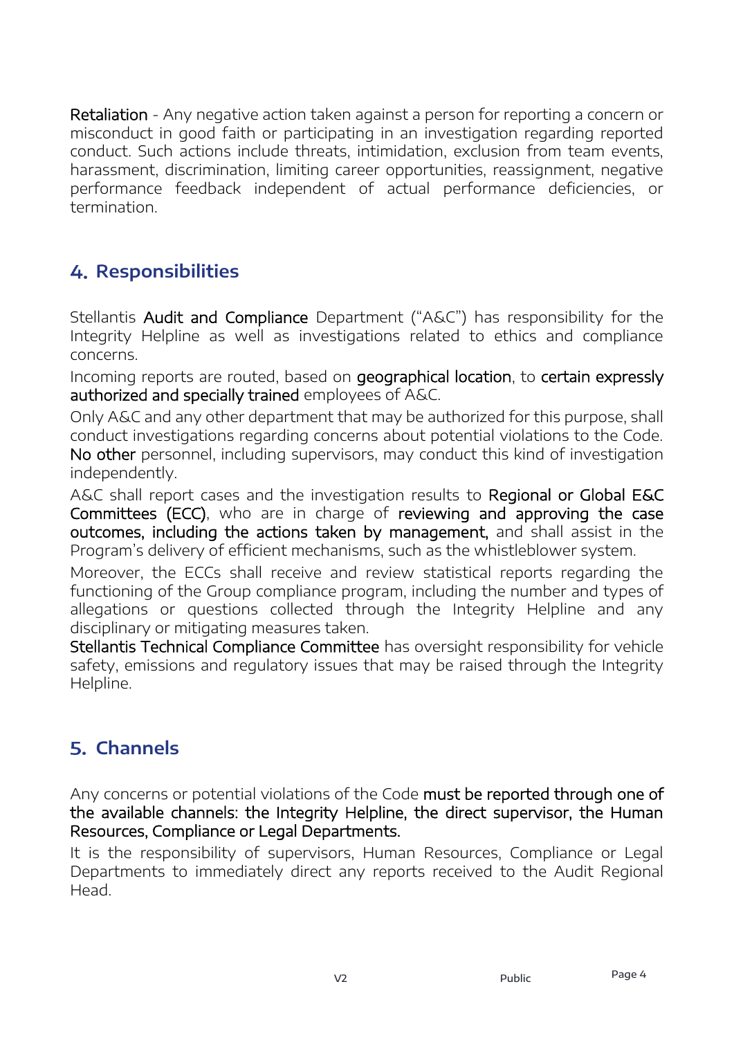**Retaliation** - Any negative action taken against a person for reporting a concern or misconduct in good faith or participating in an investigation regarding reported conduct. Such actions include threats, intimidation, exclusion from team events, harassment, discrimination, limiting career opportunities, reassignment, negative performance feedback independent of actual performance deficiencies, or termination.

## 4. Responsibilities

Stellantis **Audit and Compliance** Department ("A&C") has responsibility for the Integrity Helpline as well as investigations related to ethics and compliance concerns.

Incoming reports are routed, based on **geographical location**, to **certain expressly authorized and specially trained** employees of A&C.

Only A&C and any other department that may be authorized for this purpose, shall conduct investigations regarding concerns about potential violations to the Code. **No other** personnel, including supervisors, may conduct this kind of investigation independently.

A&C shall report cases and the investigation results to **Regional or Global E&C Committees (ECC)**, who are in charge of **reviewing and approving the case outcomes, including the actions taken by management,** and shall assist in the Program's delivery of efficient mechanisms, such as the whistleblower system.

Moreover, the ECCs shall receive and review statistical reports regarding the functioning of the Group compliance program, including the number and types of allegations or questions collected through the Integrity Helpline and any disciplinary or mitigating measures taken.

**Stellantis Technical Compliance Committee** has oversight responsibility for vehicle safety, emissions and regulatory issues that may be raised through the Integrity Helpline.

## 5. Channels

Any concerns or potential violations of the Code **must be reported through one of the available channels: the Integrity Helpline, the direct supervisor, the Human Resources, Compliance or Legal Departments.**

It is the responsibility of supervisors, Human Resources, Compliance or Legal Departments to immediately direct any reports received to the Audit Regional Head.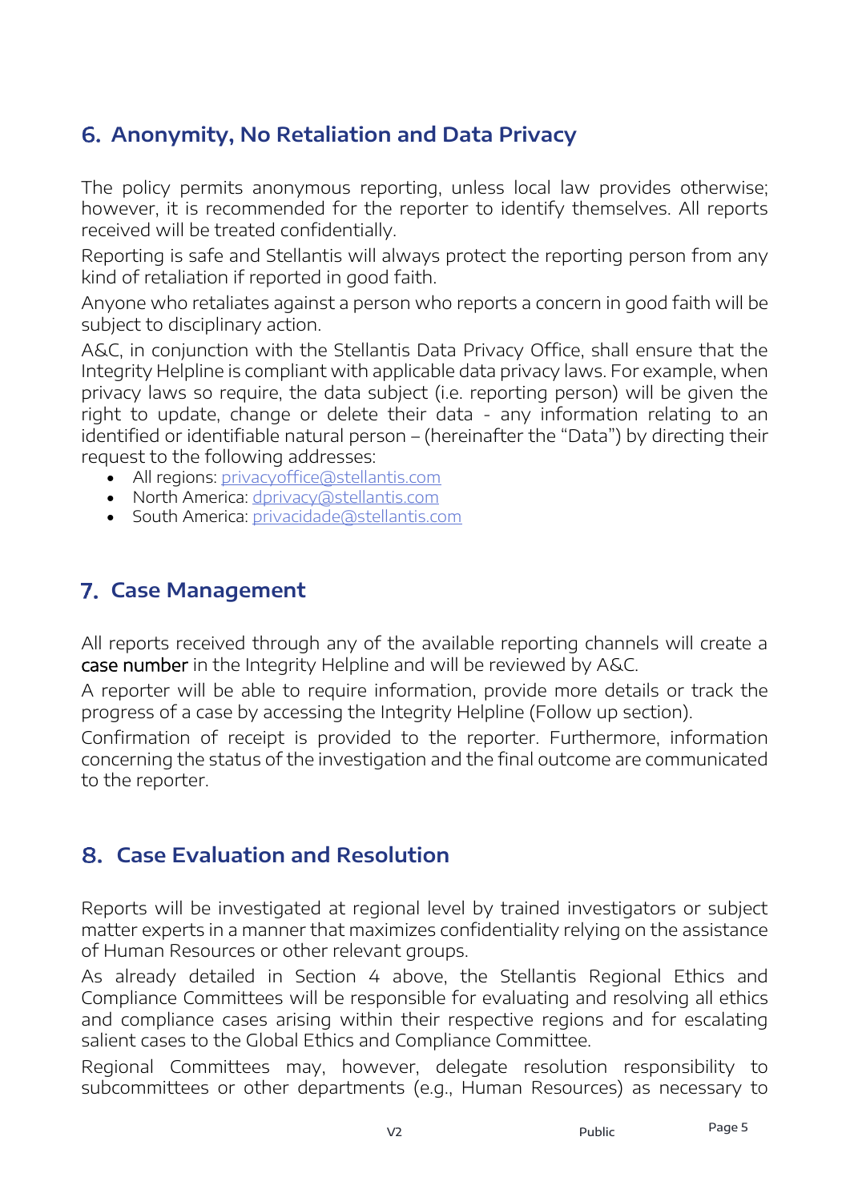## 6. Anonymity, No Retaliation and Data Privacy

The policy permits anonymous reporting, unless local law provides otherwise; however, it is recommended for the reporter to identify themselves. All reports received will be treated confidentially.

Reporting is safe and Stellantis will always protect the reporting person from any kind of retaliation if reported in good faith.

Anyone who retaliates against a person who reports a concern in good faith will be subject to disciplinary action.

A&C, in conjunction with the Stellantis Data Privacy Office, shall ensure that the Integrity Helpline is compliant with applicable data privacy laws. For example, when privacy laws so require, the data subject (i.e. reporting person) will be given the right to update, change or delete their data - any information relating to an identified or identifiable natural person – (hereinafter the "Data") by directing their request to the following addresses:

- All regions: privacyoffice@stellantis.com
- North America: dprivacy@stellantis.com
- South America: privacidade@stellantis.com

## 7. Case Management

All reports received through any of the available reporting channels will create a case number in the Integrity Helpline and will be reviewed by A&C.

A reporter will be able to require information, provide more details or track the progress of a case by accessing the Integrity Helpline (Follow up section).

Confirmation of receipt is provided to the reporter. Furthermore, information concerning the status of the investigation and the final outcome are communicated to the reporter.

## 8. Case Evaluation and Resolution

Reports will be investigated at regional level by trained investigators or subject matter experts in a manner that maximizes confidentiality relying on the assistance of Human Resources or other relevant groups.

As already detailed in Section 4 above, the Stellantis Regional Ethics and Compliance Committees will be responsible for evaluating and resolving all ethics and compliance cases arising within their respective regions and for escalating salient cases to the Global Ethics and Compliance Committee.

Regional Committees may, however, delegate resolution responsibility to subcommittees or other departments (e.g., Human Resources) as necessary to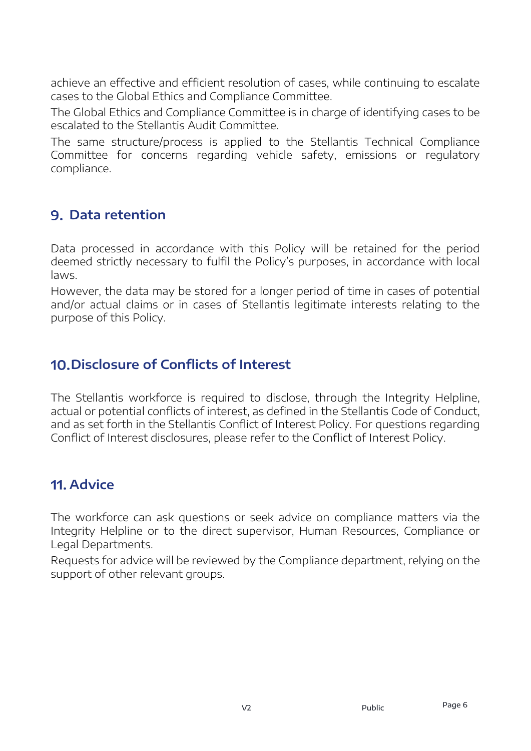achieve an effective and efficient resolution of cases, while continuing to escalate cases to the Global Ethics and Compliance Committee.

The Global Ethics and Compliance Committee is in charge of identifying cases to be escalated to the Stellantis Audit Committee.

The same structure/process is applied to the Stellantis Technical Compliance Committee for concerns regarding vehicle safety, emissions or regulatory compliance.

## 9. Data retention

Data processed in accordance with this Policy will be retained for the period deemed strictly necessary to fulfil the Policy's purposes, in accordance with local laws.

However, the data may be stored for a longer period of time in cases of potential and/or actual claims or in cases of Stellantis legitimate interests relating to the purpose of this Policy.

## 10. Disclosure of Conflicts of Interest

The Stellantis workforce is required to disclose, through the Integrity Helpline, actual or potential conflicts of interest, as defined in the Stellantis Code of Conduct, and as set forth in the Stellantis Conflict of Interest Policy. For questions regarding Conflict of Interest disclosures, please refer to the Conflict of Interest Policy.

## 11. Advice

The workforce can ask questions or seek advice on compliance matters via the Integrity Helpline or to the direct supervisor, Human Resources, Compliance or Legal Departments.

Requests for advice will be reviewed by the Compliance department, relying on the support of other relevant groups.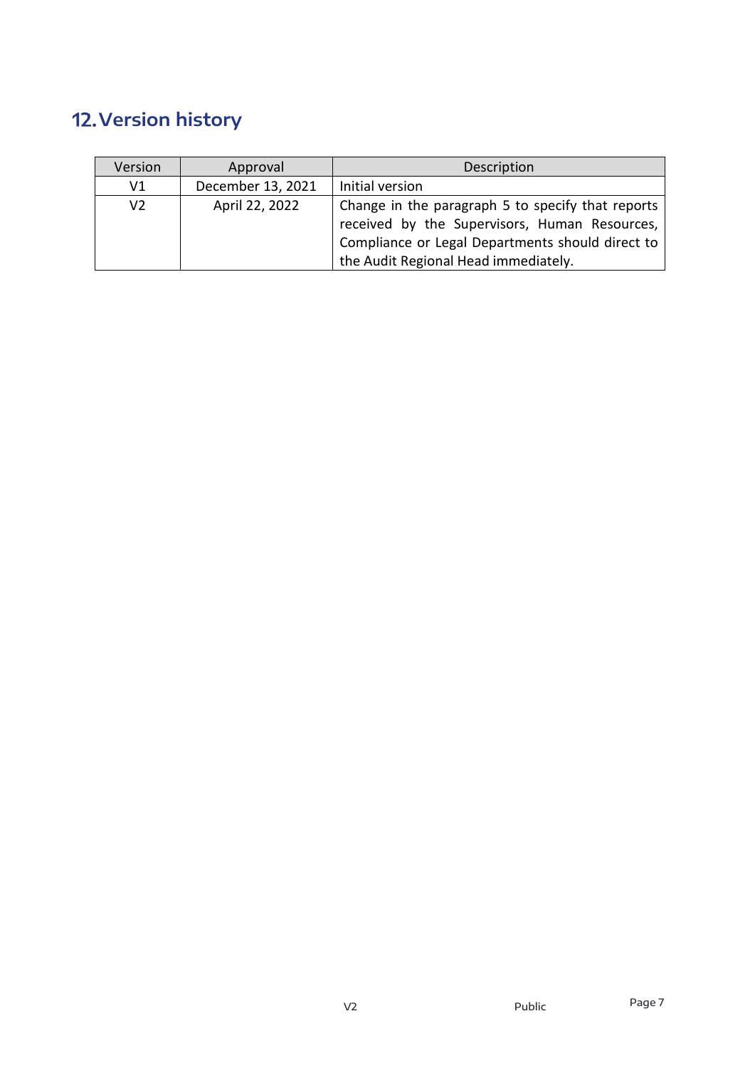# 12. Version history

| Version | Approval | Description |
|---|---|---|
| V1 | December 13, 2021 | Initial version |
| V2 | April 22, 2022 | Change in the paragraph 5 to specify that reports received by the Supervisors, Human Resources, Compliance or Legal Departments should direct to the Audit Regional Head immediately. |